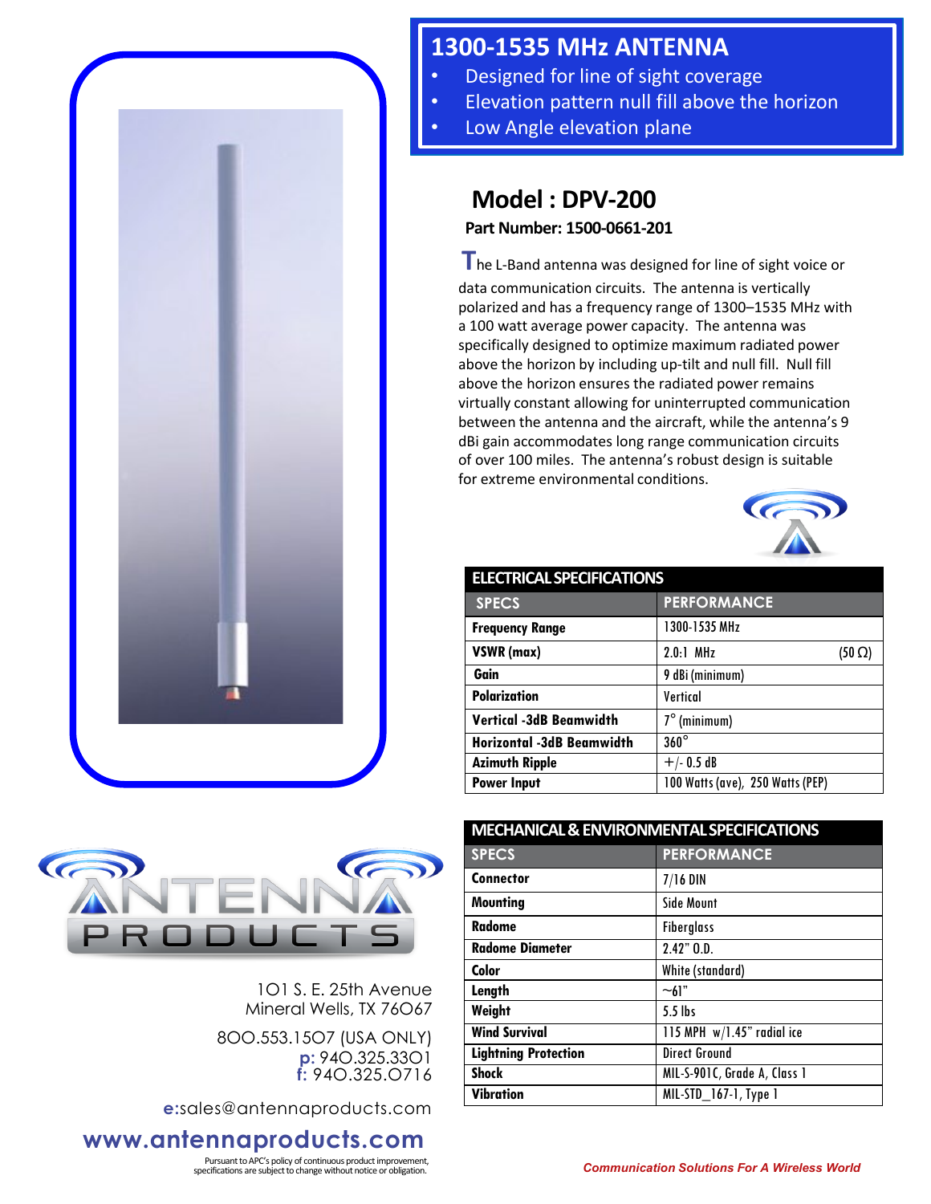# 1300-1535 MHz ANTENNA

- Designed for line of sight coverage
- Elevation pattern null fill above the horizon
- Low Angle elevation plane

## Model : DPV-200

**Part Number: 1500-0661-201**

The L-Band antenna was designed for line of sight voice or data communication circuits. The antenna is vertically polarized and has a frequency range of 1300–1535 MHz with a 100 watt average power capacity. The antenna was specifically designed to optimize maximum radiated power above the horizon by including up-tilt and null fill. Null fill above the horizon ensures the radiated power remains virtually constant allowing for uninterrupted communication between the antenna and the aircraft, while the antenna's 9 dBi gain accommodates long range communication circuits of over 100 miles. The antenna's robust design is suitable for extreme environmental conditions.

### ELECTRICAL SPECIFICATIONS

| SPECS | PERFORMANCE |
|---|---|
| **Frequency Range** | 1300-1535 MHz |
| **VSWR (max)** | 2.0:1 MHz (50 Ω) |
| **Gain** | 9 dBi (minimum) |
| **Polarization** | Vertical |
| **Vertical -3dB Beamwidth** | 7° (minimum) |
| **Horizontal -3dB Beamwidth** | 360° |
| **Azimuth Ripple** | +/- 0.5 dB |
| **Power Input** | 100 Watts (ave), 250 Watts (PEP) |

### MECHANICAL & ENVIRONMENTAL SPECIFICATIONS

| SPECS | PERFORMANCE |
|---|---|
| **Connector** | 7/16 DIN |
| **Mounting** | Side Mount |
| **Radome** | Fiberglass |
| **Radome Diameter** | 2.42" O.D. |
| **Color** | White (standard) |
| **Length** | ~61" |
| **Weight** | 5.5 lbs |
| **Wind Survival** | 115 MPH w/1.45" radial ice |
| **Lightning Protection** | Direct Ground |
| **Shock** | MIL-S-901C, Grade A, Class 1 |
| **Vibration** | MIL-STD_167-1, Type 1 |

ANTENNA PRODUCTS

101 S. E. 25th Avenue
Mineral Wells, TX 76067

800.553.1507 (USA ONLY)
p: 940.325.3301
f: 940.325.0716

e:sales@antennaproducts.com

**www.antennaproducts.com**

Pursuant to APC's policy of continuous product improvement, specifications are subject to change without notice or obligation.

*Communication Solutions For A Wireless World*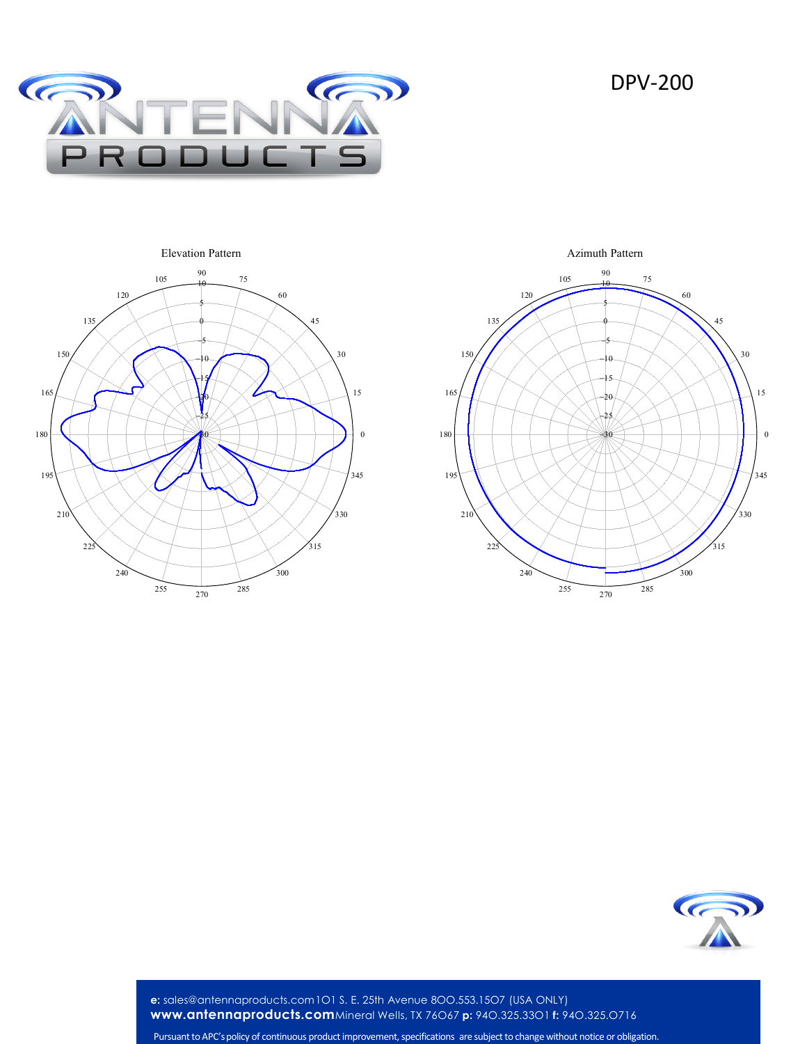DPV-200

Elevation Pattern

90
105
75
120
60
135
45
150
30
165
15
180
0
195
345
210
330
225
315
240
300
255
285
270

10
5
0
-5
-10
-15
-20
-25
-30

Azimuth Pattern

90
105
75
120
60
135
45
150
30
165
15
180
0
195
345
210
330
225
315
240
300
255
285
270

10
5
0
-5
-10
-15
-20
-25
-30

**e:** sales@antennaproducts.com 101 S. E. 25th Avenue 800.553.1507 (USA ONLY)
**www.antennaproducts.com** Mineral Wells, TX 76067 **p:** 940.325.3301 **f:** 940.325.0716

Pursuant to APC's policy of continuous product improvement, specifications are subject to change without notice or obligation.